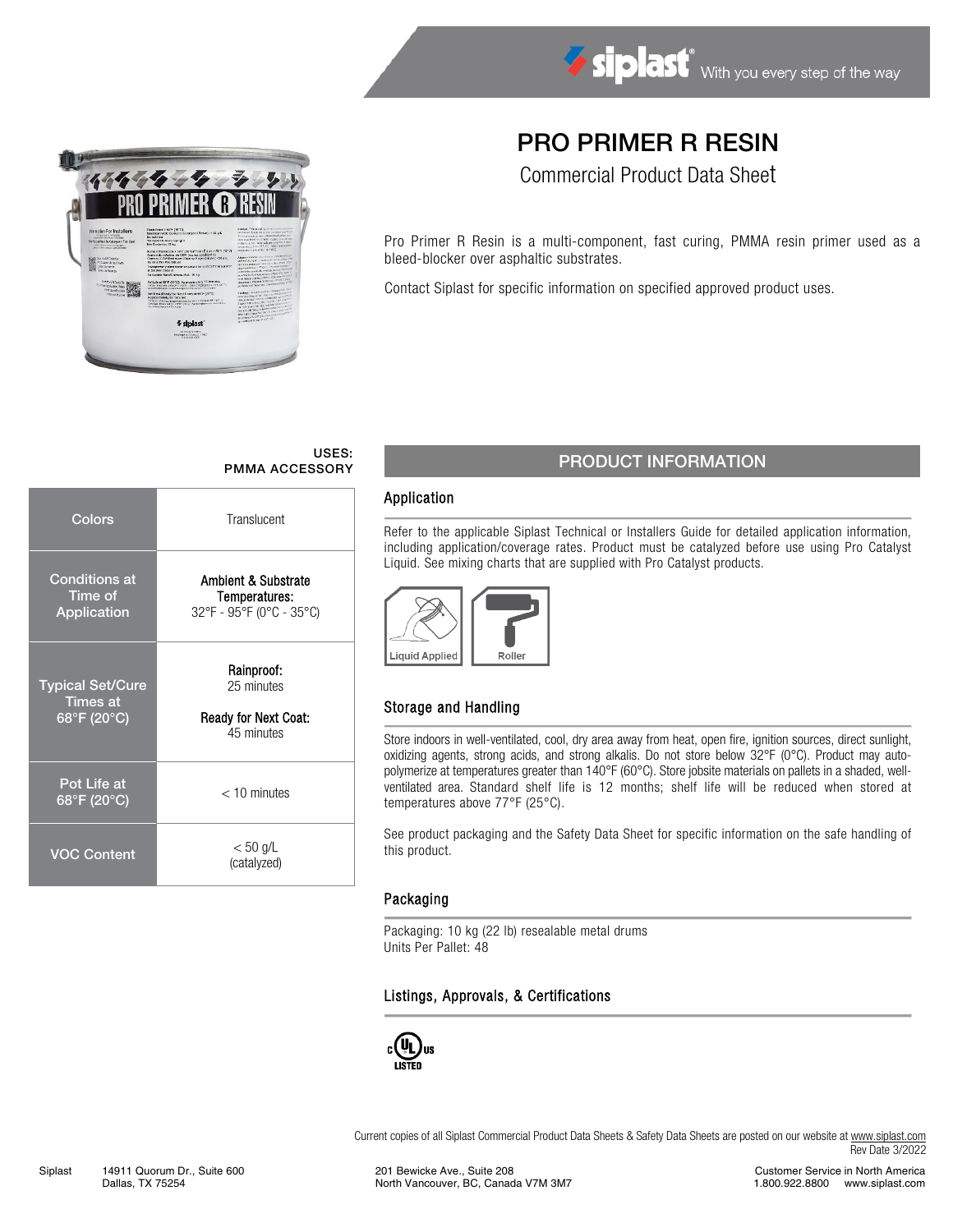# PRO PRIMER R RESIN

Commercial Product Data Sheet

Pro Primer R Resin is a multi-component, fast curing, PMMA resin primer used as a bleed-blocker over asphaltic substrates.

Contact Siplast for specific information on specified approved product uses.

**USES:**
**PMMA ACCESSORY**

| | |
|---|---|
| Colors | Translucent |
| Conditions at Time of Application | **Ambient & Substrate Temperatures:** 32°F - 95°F (0°C - 35°C) |
| Typical Set/Cure Times at 68°F (20°C) | **Rainproof:** 25 minutes<br>**Ready for Next Coat:** 45 minutes |
| Pot Life at 68°F (20°C) | < 10 minutes |
| VOC Content | < 50 g/L (catalyzed) |

## PRODUCT INFORMATION

### Application

Refer to the applicable Siplast Technical or Installers Guide for detailed application information, including application/coverage rates. Product must be catalyzed before use using Pro Catalyst Liquid. See mixing charts that are supplied with Pro Catalyst products.

Liquid Applied | Roller

### Storage and Handling

Store indoors in well-ventilated, cool, dry area away from heat, open fire, ignition sources, direct sunlight, oxidizing agents, strong acids, and strong alkalis. Do not store below 32°F (0°C). Product may auto-polymerize at temperatures greater than 140°F (60°C). Store jobsite materials on pallets in a shaded, well-ventilated area. Standard shelf life is 12 months; shelf life will be reduced when stored at temperatures above 77°F (25°C).

See product packaging and the Safety Data Sheet for specific information on the safe handling of this product.

### Packaging

Packaging: 10 kg (22 lb) resealable metal drums
Units Per Pallet: 48

### Listings, Approvals, & Certifications

c UL us LISTED

Current copies of all Siplast Commercial Product Data Sheets & Safety Data Sheets are posted on our website at www.siplast.com
Rev Date 3/2022

Siplast 14911 Quorum Dr., Suite 600 Dallas, TX 75254 | 201 Bewicke Ave., Suite 208 North Vancouver, BC, Canada V7M 3M7 | Customer Service in North America 1.800.922.8800 www.siplast.com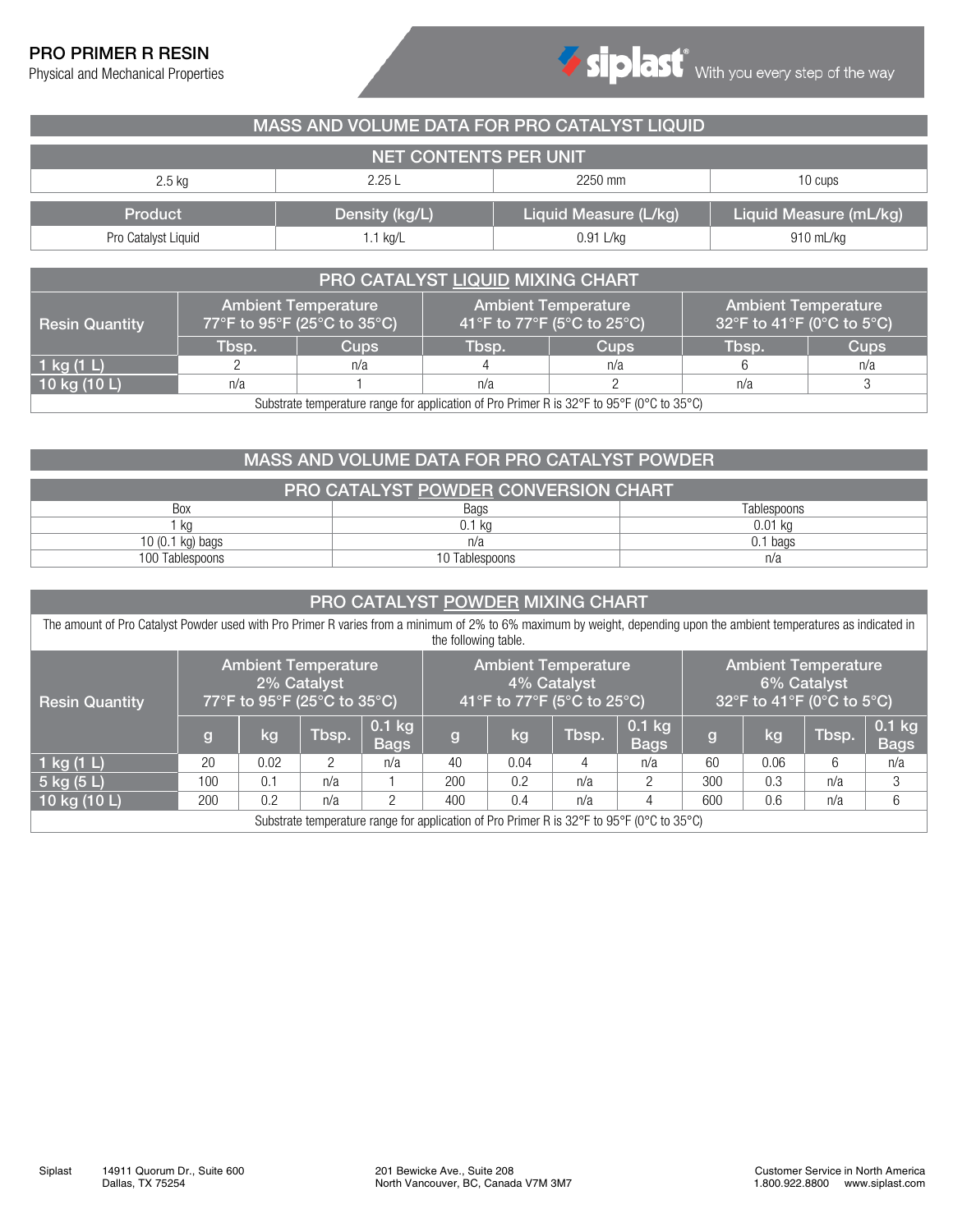# PRO PRIMER R RESIN

Physical and Mechanical Properties

## MASS AND VOLUME DATA FOR PRO CATALYST LIQUID

| NET CONTENTS PER UNIT | | | |
|---|---|---|---|
| 2.5 kg | 2.25 L | 2250 mm | 10 cups |

| Product | Density (kg/L) | Liquid Measure (L/kg) | Liquid Measure (mL/kg) |
|---|---|---|---|
| Pro Catalyst Liquid | 1.1 kg/L | 0.91 L/kg | 910 mL/kg |

### PRO CATALYST LIQUID MIXING CHART

| Resin Quantity | Ambient Temperature 77°F to 95°F (25°C to 35°C) | | Ambient Temperature 41°F to 77°F (5°C to 25°C) | | Ambient Temperature 32°F to 41°F (0°C to 5°C) | |
|---|---|---|---|---|---|---|
| | Tbsp. | Cups | Tbsp. | Cups | Tbsp. | Cups |
| 1 kg (1 L) | 2 | n/a | 4 | n/a | 6 | n/a |
| 10 kg (10 L) | n/a | 1 | n/a | 2 | n/a | 3 |

Substrate temperature range for application of Pro Primer R is 32°F to 95°F (0°C to 35°C)

## MASS AND VOLUME DATA FOR PRO CATALYST POWDER

### PRO CATALYST POWDER CONVERSION CHART

| Box | Bags | Tablespoons |
|---|---|---|
| 1 kg | 0.1 kg | 0.01 kg |
| 10 (0.1 kg) bags | n/a | 0.1 bags |
| 100 Tablespoons | 10 Tablespoons | n/a |

### PRO CATALYST POWDER MIXING CHART

The amount of Pro Catalyst Powder used with Pro Primer R varies from a minimum of 2% to 6% maximum by weight, depending upon the ambient temperatures as indicated in the following table.

| Resin Quantity | Ambient Temperature 2% Catalyst 77°F to 95°F (25°C to 35°C) | | | | Ambient Temperature 4% Catalyst 41°F to 77°F (5°C to 25°C) | | | | Ambient Temperature 6% Catalyst 32°F to 41°F (0°C to 5°C) | | | |
|---|---|---|---|---|---|---|---|---|---|---|---|---|
| | g | kg | Tbsp. | 0.1 kg Bags | g | kg | Tbsp. | 0.1 kg Bags | g | kg | Tbsp. | 0.1 kg Bags |
| 1 kg (1 L) | 20 | 0.02 | 2 | n/a | 40 | 0.04 | 4 | n/a | 60 | 0.06 | 6 | n/a |
| 5 kg (5 L) | 100 | 0.1 | n/a | 1 | 200 | 0.2 | n/a | 2 | 300 | 0.3 | n/a | 3 |
| 10 kg (10 L) | 200 | 0.2 | n/a | 2 | 400 | 0.4 | n/a | 4 | 600 | 0.6 | n/a | 6 |

Substrate temperature range for application of Pro Primer R is 32°F to 95°F (0°C to 35°C)

Siplast 14911 Quorum Dr., Suite 600 Dallas, TX 75254

201 Bewicke Ave., Suite 208 North Vancouver, BC, Canada V7M 3M7

Customer Service in North America 1.800.922.8800 www.siplast.com